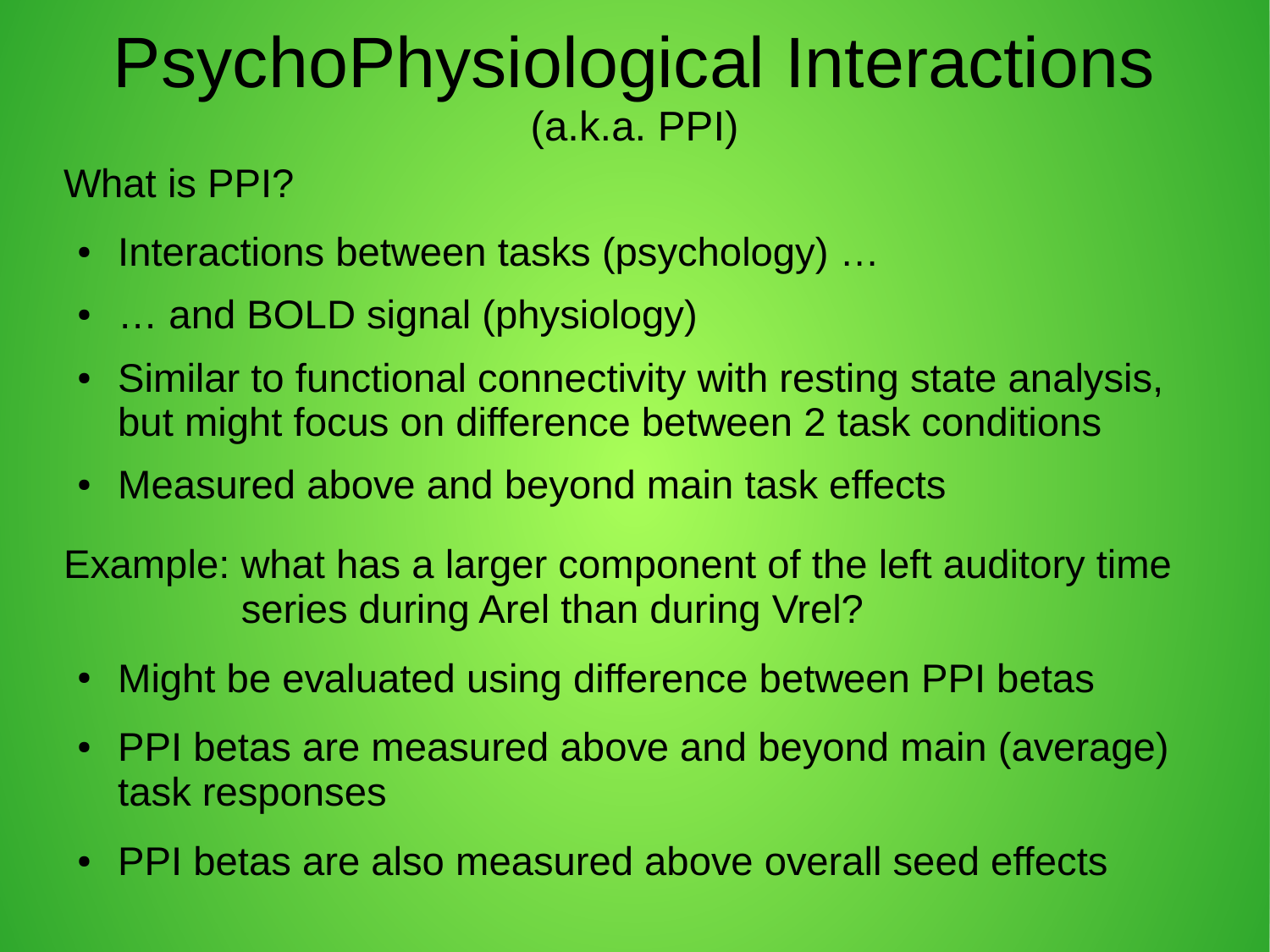# PsychoPhysiological Interactions

(a.k.a. PPI)

What is PPI?

- Interactions between tasks (psychology) …
- … and BOLD signal (physiology)
- Similar to functional connectivity with resting state analysis, but might focus on difference between 2 task conditions
- Measured above and beyond main task effects

Example: what has a larger component of the left auditory time series during Arel than during Vrel?

- Might be evaluated using difference between PPI betas
- PPI betas are measured above and beyond main (average) task responses
- PPI betas are also measured above overall seed effects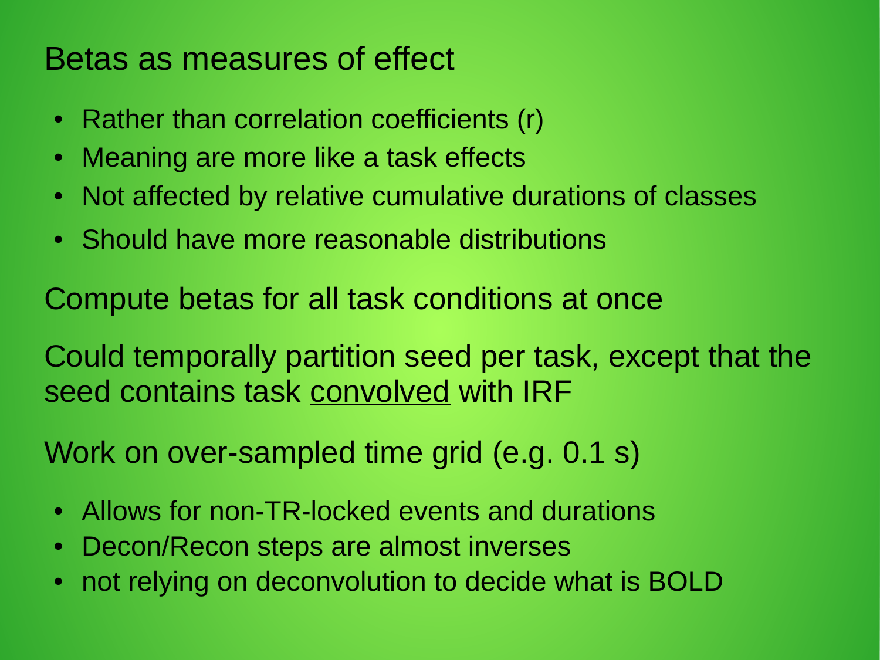Betas as measures of effect

- Rather than correlation coefficients (r)
- Meaning are more like a task effects
- Not affected by relative cumulative durations of classes
- Should have more reasonable distributions

Compute betas for all task conditions at once

Could temporally partition seed per task, except that the seed contains task <u>convolved</u> with IRF

Work on over-sampled time grid (e.g. 0.1 s)

- Allows for non-TR-locked events and durations
- Decon/Recon steps are almost inverses
- not relying on deconvolution to decide what is BOLD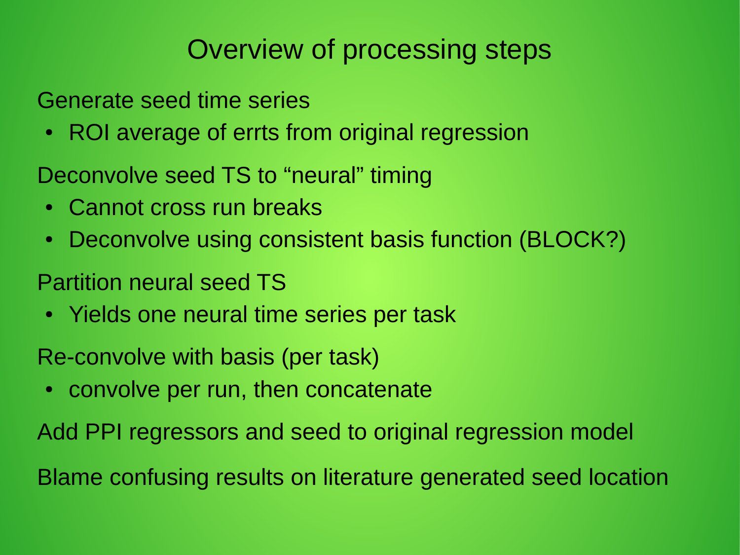# Overview of processing steps

Generate seed time series

- ROI average of errts from original regression

Deconvolve seed TS to “neural” timing

- Cannot cross run breaks
- Deconvolve using consistent basis function (BLOCK?)

Partition neural seed TS

- Yields one neural time series per task

Re-convolve with basis (per task)

- convolve per run, then concatenate

Add PPI regressors and seed to original regression model

Blame confusing results on literature generated seed location